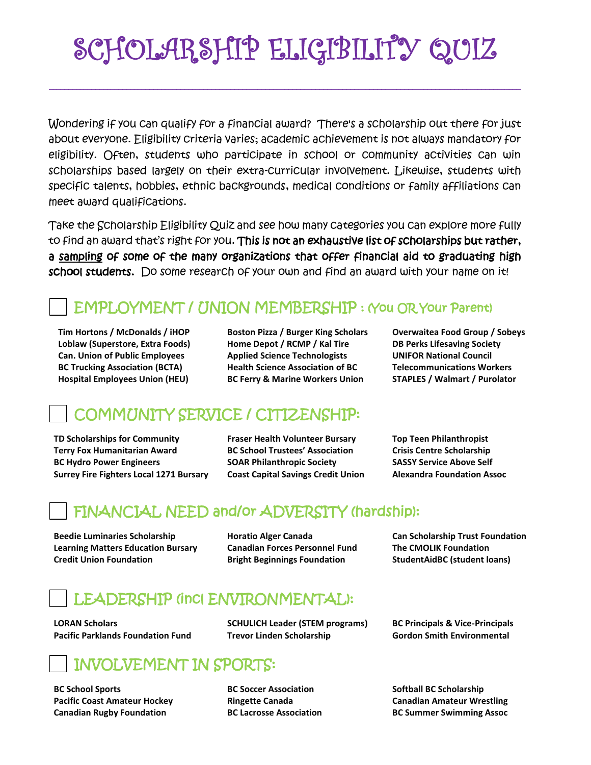# SCHOLARSHIP ELIGIBILITY QUIZ

Wondering if you can qualify for a financial award? There's a scholarship out there for just about everyone. Eligibility criteria varies; academic achievement is not always mandatory for eligibility. Often, students who participate in school or community activities can win scholarships based largely on their extra-curricular involvement. Likewise, students with specific talents, hobbies, ethnic backgrounds, medical conditions or family affiliations can meet award qualifications.

Take the Scholarship Eligibility Quiz and see how many categories you can explore more fully to find an award that's right for you. **This is not an exhaustive list of scholarships but rather, a <u>sampling</u> of some of the many organizations that offer financial aid to graduating high school students.** Do some research of your own and find an award with your name on it!

## ☐ EMPLOYMENT / UNION MEMBERSHIP : (You OR Your Parent)

**Tim Hortons / McDonalds / iHOP**
**Loblaw (Superstore, Extra Foods)**
**Can. Union of Public Employees**
**BC Trucking Association (BCTA)**
**Hospital Employees Union (HEU)**
**Boston Pizza / Burger King Scholars**
**Home Depot / RCMP / Kal Tire**
**Applied Science Technologists**
**Health Science Association of BC**
**BC Ferry & Marine Workers Union**
**Overwaitea Food Group / Sobeys**
**DB Perks Lifesaving Society**
**UNIFOR National Council**
**Telecommunications Workers**
**STAPLES / Walmart / Purolator**

## ☐ COMMUNITY SERVICE / CITIZENSHIP:

**TD Scholarships for Community**
**Terry Fox Humanitarian Award**
**BC Hydro Power Engineers**
**Surrey Fire Fighters Local 1271 Bursary**
**Fraser Health Volunteer Bursary**
**BC School Trustees' Association**
**SOAR Philanthropic Society**
**Coast Capital Savings Credit Union**
**Top Teen Philanthropist**
**Crisis Centre Scholarship**
**SASSY Service Above Self**
**Alexandra Foundation Assoc**

## ☐ FINANCIAL NEED and/or ADVERSITY (hardship):

**Beedie Luminaries Scholarship**
**Learning Matters Education Bursary**
**Credit Union Foundation**
**Horatio Alger Canada**
**Canadian Forces Personnel Fund**
**Bright Beginnings Foundation**
**Can Scholarship Trust Foundation**
**The CMOLIK Foundation**
**StudentAidBC (student loans)**

## ☐ LEADERSHIP (incl ENVIRONMENTAL):

**LORAN Scholars**
**Pacific Parklands Foundation Fund**
**SCHULICH Leader (STEM programs)**
**Trevor Linden Scholarship**
**BC Principals & Vice-Principals**
**Gordon Smith Environmental**

## ☐ INVOLVEMENT IN SPORTS:

**BC School Sports**
**Pacific Coast Amateur Hockey**
**Canadian Rugby Foundation**
**BC Soccer Association**
**Ringette Canada**
**BC Lacrosse Association**
**Softball BC Scholarship**
**Canadian Amateur Wrestling**
**BC Summer Swimming Assoc**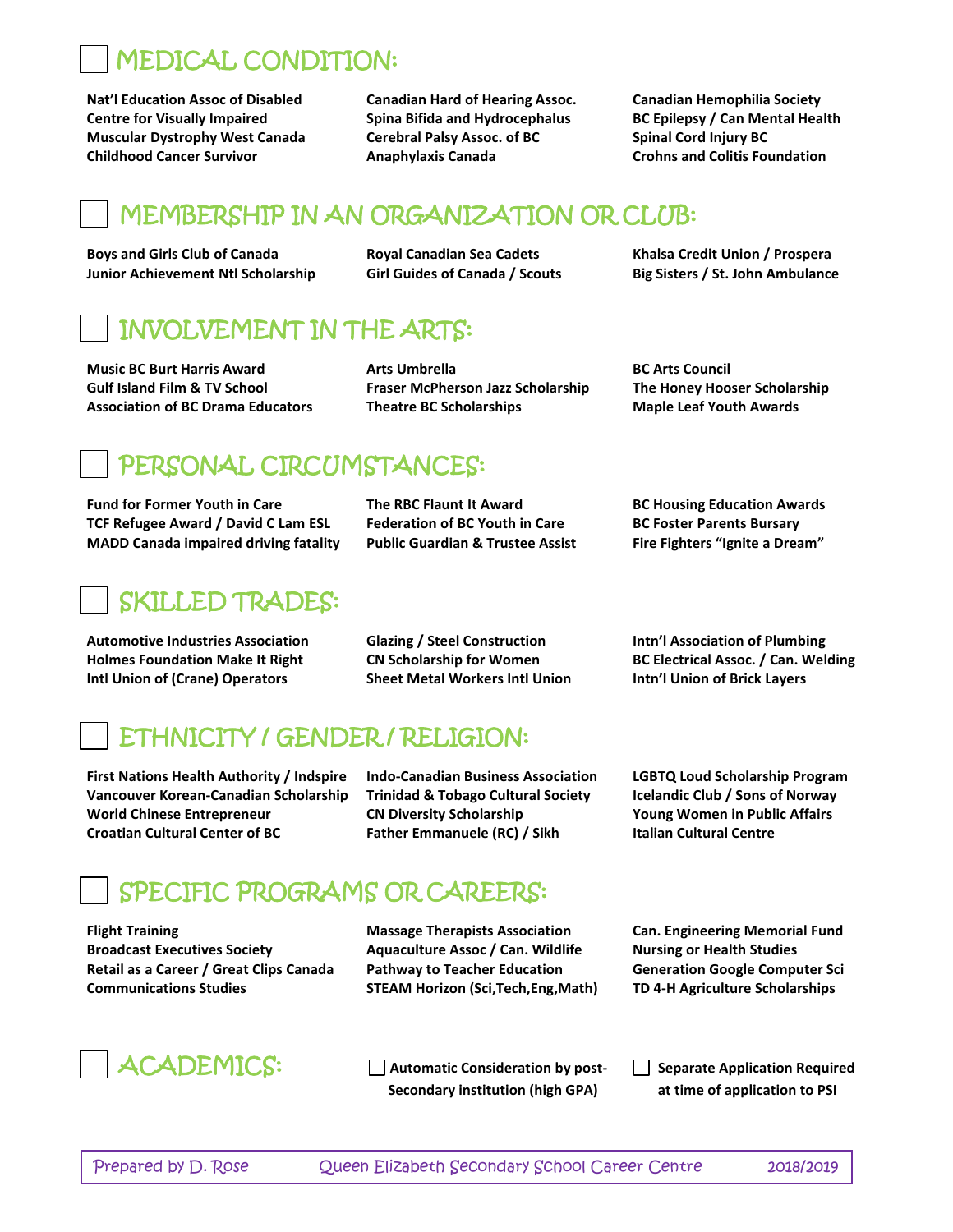## ☐ MEDICAL CONDITION:

- Nat'l Education Assoc of Disabled
- Centre for Visually Impaired
- Muscular Dystrophy West Canada
- Childhood Cancer Survivor
- Canadian Hard of Hearing Assoc.
- Spina Bifida and Hydrocephalus
- Cerebral Palsy Assoc. of BC
- Anaphylaxis Canada
- Canadian Hemophilia Society
- BC Epilepsy / Can Mental Health
- Spinal Cord Injury BC
- Crohns and Colitis Foundation

## ☐ MEMBERSHIP IN AN ORGANIZATION OR CLUB:

- Boys and Girls Club of Canada
- Junior Achievement Ntl Scholarship
- Royal Canadian Sea Cadets
- Girl Guides of Canada / Scouts
- Khalsa Credit Union / Prospera
- Big Sisters / St. John Ambulance

## ☐ INVOLVEMENT IN THE ARTS:

- Music BC Burt Harris Award
- Gulf Island Film & TV School
- Association of BC Drama Educators
- Arts Umbrella
- Fraser McPherson Jazz Scholarship
- Theatre BC Scholarships
- BC Arts Council
- The Honey Hooser Scholarship
- Maple Leaf Youth Awards

## ☐ PERSONAL CIRCUMSTANCES:

- Fund for Former Youth in Care
- TCF Refugee Award / David C Lam ESL
- MADD Canada impaired driving fatality
- The RBC Flaunt It Award
- Federation of BC Youth in Care
- Public Guardian & Trustee Assist
- BC Housing Education Awards
- BC Foster Parents Bursary
- Fire Fighters "Ignite a Dream"

## ☐ SKILLED TRADES:

- Automotive Industries Association
- Holmes Foundation Make It Right
- Intl Union of (Crane) Operators
- Glazing / Steel Construction
- CN Scholarship for Women
- Sheet Metal Workers Intl Union
- Intn'l Association of Plumbing
- BC Electrical Assoc. / Can. Welding
- Intn'l Union of Brick Layers

## ☐ ETHNICITY / GENDER / RELIGION:

- First Nations Health Authority / Indspire
- Vancouver Korean-Canadian Scholarship
- World Chinese Entrepreneur
- Croatian Cultural Center of BC
- Indo-Canadian Business Association
- Trinidad & Tobago Cultural Society
- CN Diversity Scholarship
- Father Emmanuele (RC) / Sikh
- LGBTQ Loud Scholarship Program
- Icelandic Club / Sons of Norway
- Young Women in Public Affairs
- Italian Cultural Centre

## ☐ SPECIFIC PROGRAMS OR CAREERS:

- Flight Training
- Broadcast Executives Society
- Retail as a Career / Great Clips Canada
- Communications Studies
- Massage Therapists Association
- Aquaculture Assoc / Can. Wildlife
- Pathway to Teacher Education
- STEAM Horizon (Sci,Tech,Eng,Math)
- Can. Engineering Memorial Fund
- Nursing or Health Studies
- Generation Google Computer Sci
- TD 4-H Agriculture Scholarships

## ☐ ACADEMICS:

- ☐ Automatic Consideration by post-Secondary institution (high GPA)
- ☐ Separate Application Required at time of application to PSI

Prepared by D. Rose    Queen Elizabeth Secondary School Career Centre    2018/2019